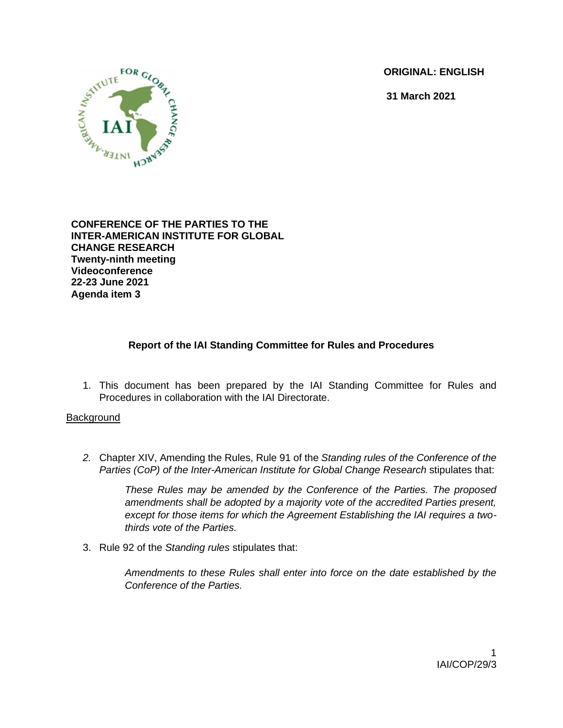ORIGINAL: ENGLISH

31 March 2021

**CONFERENCE OF THE PARTIES TO THE INTER-AMERICAN INSTITUTE FOR GLOBAL CHANGE RESEARCH**
**Twenty-ninth meeting**
**Videoconference**
**22-23 June 2021**
**Agenda item 3**

## Report of the IAI Standing Committee for Rules and Procedures

1. This document has been prepared by the IAI Standing Committee for Rules and Procedures in collaboration with the IAI Directorate.

Background

2. Chapter XIV, Amending the Rules, Rule 91 of the *Standing rules of the Conference of the Parties (CoP) of the Inter-American Institute for Global Change Research* stipulates that:

   *These Rules may be amended by the Conference of the Parties. The proposed amendments shall be adopted by a majority vote of the accredited Parties present, except for those items for which the Agreement Establishing the IAI requires a two-thirds vote of the Parties.*

3. Rule 92 of the *Standing rules* stipulates that:

   *Amendments to these Rules shall enter into force on the date established by the Conference of the Parties.*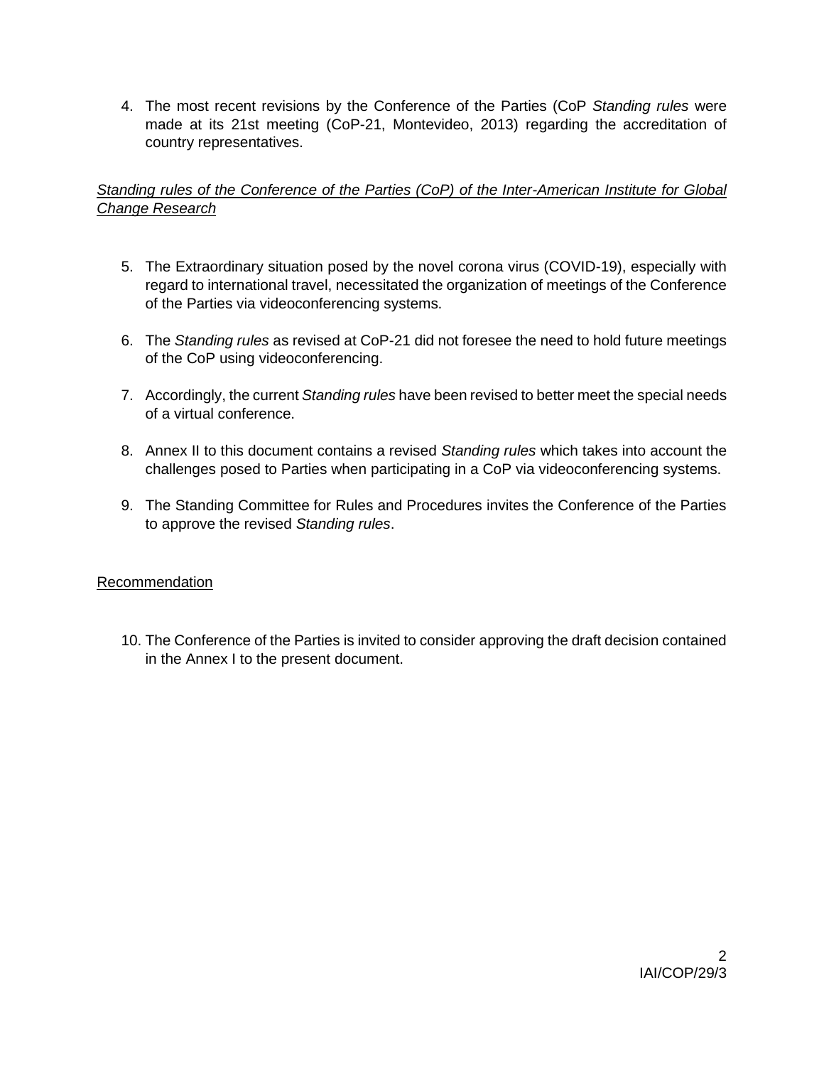4. The most recent revisions by the Conference of the Parties (CoP *Standing rules* were made at its 21st meeting (CoP-21, Montevideo, 2013) regarding the accreditation of country representatives.

*Standing rules of the Conference of the Parties (CoP) of the Inter-American Institute for Global Change Research*

5. The Extraordinary situation posed by the novel corona virus (COVID-19), especially with regard to international travel, necessitated the organization of meetings of the Conference of the Parties via videoconferencing systems.

6. The *Standing rules* as revised at CoP-21 did not foresee the need to hold future meetings of the CoP using videoconferencing.

7. Accordingly, the current *Standing rules* have been revised to better meet the special needs of a virtual conference.

8. Annex II to this document contains a revised *Standing rules* which takes into account the challenges posed to Parties when participating in a CoP via videoconferencing systems.

9. The Standing Committee for Rules and Procedures invites the Conference of the Parties to approve the revised *Standing rules*.

Recommendation

10. The Conference of the Parties is invited to consider approving the draft decision contained in the Annex I to the present document.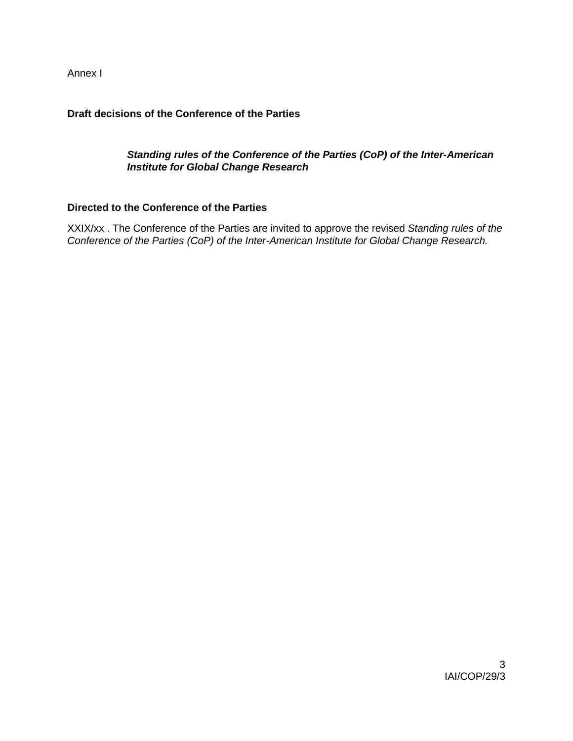Annex I

**Draft decisions of the Conference of the Parties**

***Standing rules of the Conference of the Parties (CoP) of the Inter-American Institute for Global Change Research***

**Directed to the Conference of the Parties**

XXIX/xx . The Conference of the Parties are invited to approve the revised *Standing rules of the Conference of the Parties (CoP) of the Inter-American Institute for Global Change Research.*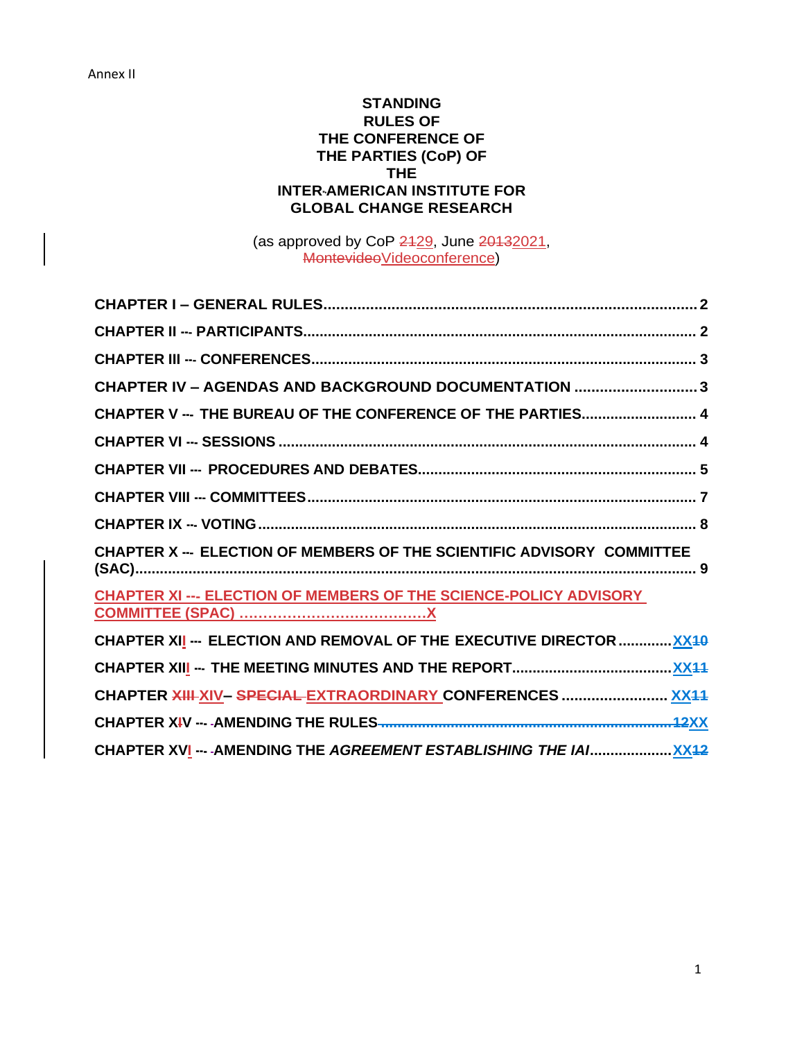Annex II

**STANDING RULES OF THE CONFERENCE OF THE PARTIES (CoP) OF THE INTER-AMERICAN INSTITUTE FOR GLOBAL CHANGE RESEARCH**

(as approved by CoP ~~21~~29, June ~~2013~~2021, ~~Montevideo~~Videoconference)

**CHAPTER I – GENERAL RULES** ........ 2

**CHAPTER II --- PARTICIPANTS** ........ 2

**CHAPTER III --- CONFERENCES** ........ 3

**CHAPTER IV – AGENDAS AND BACKGROUND DOCUMENTATION** ........ 3

**CHAPTER V --- THE BUREAU OF THE CONFERENCE OF THE PARTIES** ........ 4

**CHAPTER VI --- SESSIONS** ........ 4

**CHAPTER VII --- PROCEDURES AND DEBATES** ........ 5

**CHAPTER VIII --- COMMITTEES** ........ 7

**CHAPTER IX --- VOTING** ........ 8

**CHAPTER X --- ELECTION OF MEMBERS OF THE SCIENTIFIC ADVISORY COMMITTEE (SAC)** ........ 9

**CHAPTER XI --- ELECTION OF MEMBERS OF THE SCIENCE-POLICY ADVISORY COMMITTEE (SPAC)** ........ X

**CHAPTER XII --- ELECTION AND REMOVAL OF THE EXECUTIVE DIRECTOR** ........ XX~~10~~

**CHAPTER XIII --- THE MEETING MINUTES AND THE REPORT** ........ XX~~11~~

**CHAPTER ~~XIII~~ XIV– ~~SPECIAL~~ EXTRAORDINARY CONFERENCES** ........ XX~~11~~

**CHAPTER X~~I~~V --- AMENDING THE RULES** ........ ~~12~~XX

**CHAPTER XVI --- AMENDING THE *AGREEMENT ESTABLISHING THE IAI*** ........ XX~~12~~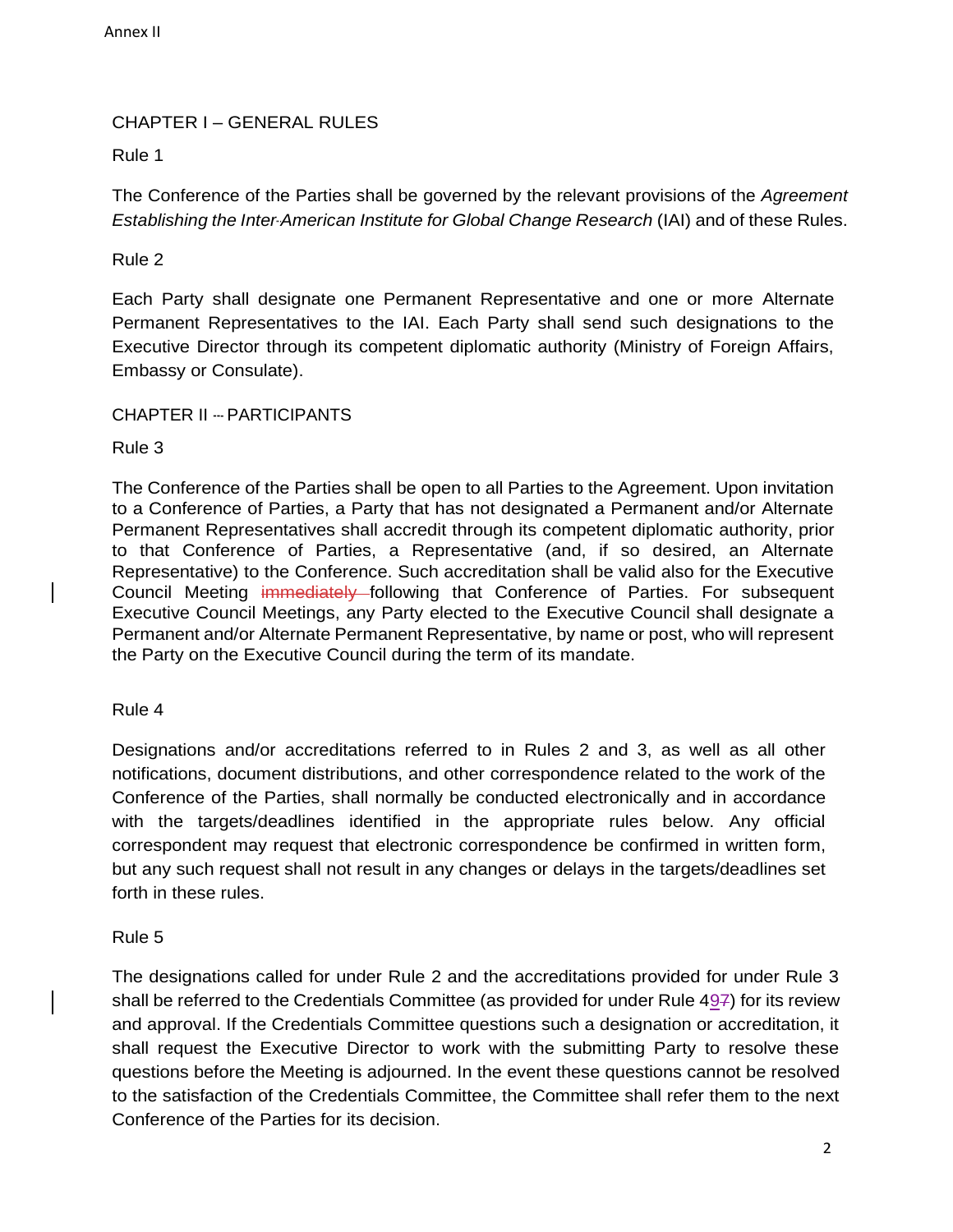## CHAPTER I – GENERAL RULES

### Rule 1

The Conference of the Parties shall be governed by the relevant provisions of the *Agreement Establishing the Inter-American Institute for Global Change Research* (IAI) and of these Rules.

### Rule 2

Each Party shall designate one Permanent Representative and one or more Alternate Permanent Representatives to the IAI. Each Party shall send such designations to the Executive Director through its competent diplomatic authority (Ministry of Foreign Affairs, Embassy or Consulate).

## CHAPTER II – PARTICIPANTS

### Rule 3

The Conference of the Parties shall be open to all Parties to the Agreement. Upon invitation to a Conference of Parties, a Party that has not designated a Permanent and/or Alternate Permanent Representatives shall accredit through its competent diplomatic authority, prior to that Conference of Parties, a Representative (and, if so desired, an Alternate Representative) to the Conference. Such accreditation shall be valid also for the Executive Council Meeting ~~immediately~~ following that Conference of Parties. For subsequent Executive Council Meetings, any Party elected to the Executive Council shall designate a Permanent and/or Alternate Permanent Representative, by name or post, who will represent the Party on the Executive Council during the term of its mandate.

### Rule 4

Designations and/or accreditations referred to in Rules 2 and 3, as well as all other notifications, document distributions, and other correspondence related to the work of the Conference of the Parties, shall normally be conducted electronically and in accordance with the targets/deadlines identified in the appropriate rules below. Any official correspondent may request that electronic correspondence be confirmed in written form, but any such request shall not result in any changes or delays in the targets/deadlines set forth in these rules.

### Rule 5

The designations called for under Rule 2 and the accreditations provided for under Rule 3 shall be referred to the Credentials Committee (as provided for under Rule 49~~7~~) for its review and approval. If the Credentials Committee questions such a designation or accreditation, it shall request the Executive Director to work with the submitting Party to resolve these questions before the Meeting is adjourned. In the event these questions cannot be resolved to the satisfaction of the Credentials Committee, the Committee shall refer them to the next Conference of the Parties for its decision.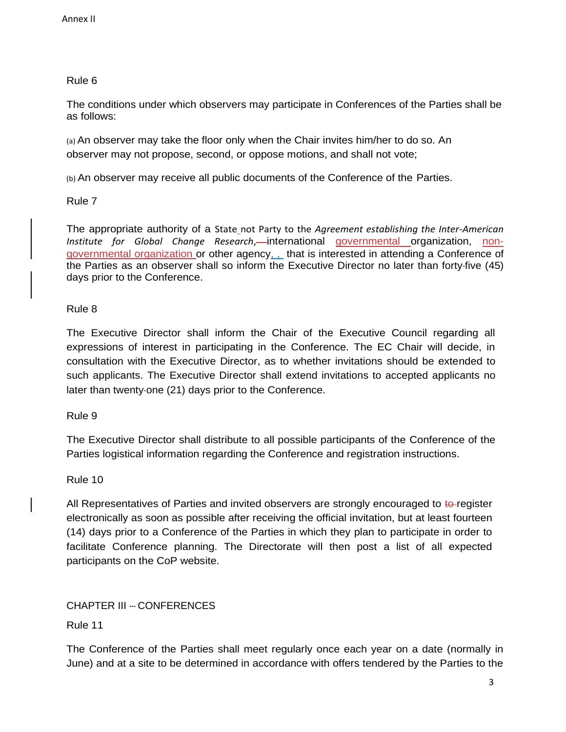Rule 6

The conditions under which observers may participate in Conferences of the Parties shall be as follows:

(a) An observer may take the floor only when the Chair invites him/her to do so. An observer may not propose, second, or oppose motions, and shall not vote;

(b) An observer may receive all public documents of the Conference of the Parties.

Rule 7

The appropriate authority of a State not Party to the *Agreement establishing the Inter-American Institute for Global Change Research*, international governmental organization, non-governmental organization or other agency, that is interested in attending a Conference of the Parties as an observer shall so inform the Executive Director no later than forty-five (45) days prior to the Conference.

Rule 8

The Executive Director shall inform the Chair of the Executive Council regarding all expressions of interest in participating in the Conference. The EC Chair will decide, in consultation with the Executive Director, as to whether invitations should be extended to such applicants. The Executive Director shall extend invitations to accepted applicants no later than twenty-one (21) days prior to the Conference.

Rule 9

The Executive Director shall distribute to all possible participants of the Conference of the Parties logistical information regarding the Conference and registration instructions.

Rule 10

All Representatives of Parties and invited observers are strongly encouraged to ~~to~~ register electronically as soon as possible after receiving the official invitation, but at least fourteen (14) days prior to a Conference of the Parties in which they plan to participate in order to facilitate Conference planning. The Directorate will then post a list of all expected participants on the CoP website.

## CHAPTER III --- CONFERENCES

Rule 11

The Conference of the Parties shall meet regularly once each year on a date (normally in June) and at a site to be determined in accordance with offers tendered by the Parties to the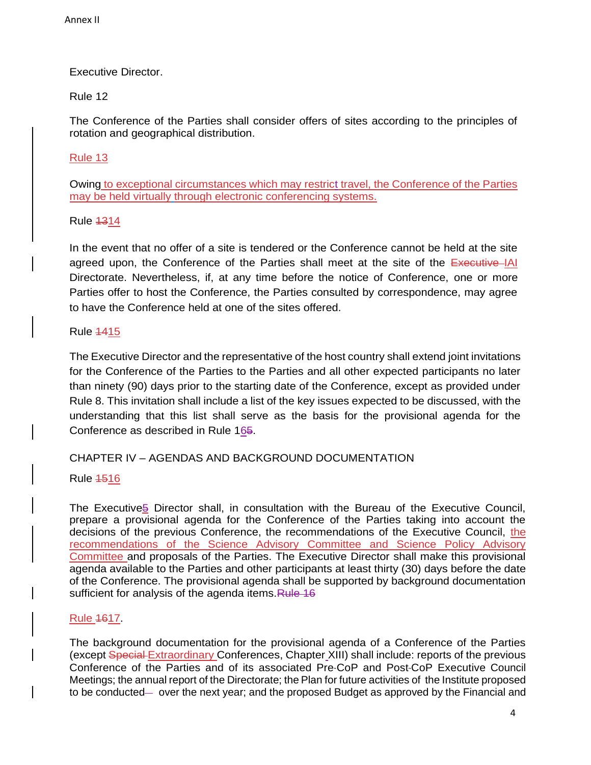Executive Director.

Rule 12

The Conference of the Parties shall consider offers of sites according to the principles of rotation and geographical distribution.

Rule 13

Owing to exceptional circumstances which may restrict travel, the Conference of the Parties may be held virtually through electronic conferencing systems.

Rule ~~13~~14

In the event that no offer of a site is tendered or the Conference cannot be held at the site agreed upon, the Conference of the Parties shall meet at the site of the ~~Executive~~ IAI Directorate. Nevertheless, if, at any time before the notice of Conference, one or more Parties offer to host the Conference, the Parties consulted by correspondence, may agree to have the Conference held at one of the sites offered.

Rule ~~14~~15

The Executive Director and the representative of the host country shall extend joint invitations for the Conference of the Parties to the Parties and all other expected participants no later than ninety (90) days prior to the starting date of the Conference, except as provided under Rule 8. This invitation shall include a list of the key issues expected to be discussed, with the understanding that this list shall serve as the basis for the provisional agenda for the Conference as described in Rule 16~~5~~.

## CHAPTER IV – AGENDAS AND BACKGROUND DOCUMENTATION

Rule ~~15~~16

The Executive~~5~~ Director shall, in consultation with the Bureau of the Executive Council, prepare a provisional agenda for the Conference of the Parties taking into account the decisions of the previous Conference, the recommendations of the Executive Council, the recommendations of the Science Advisory Committee and Science Policy Advisory Committee and proposals of the Parties. The Executive Director shall make this provisional agenda available to the Parties and other participants at least thirty (30) days before the date of the Conference. The provisional agenda shall be supported by background documentation sufficient for analysis of the agenda items.~~Rule 16~~

Rule ~~16~~17.

The background documentation for the provisional agenda of a Conference of the Parties (except ~~Special~~ Extraordinary Conferences, Chapter XIII) shall include: reports of the previous Conference of the Parties and of its associated Pre-CoP and Post-CoP Executive Council Meetings; the annual report of the Directorate; the Plan for future activities of the Institute proposed to be conducted over the next year; and the proposed Budget as approved by the Financial and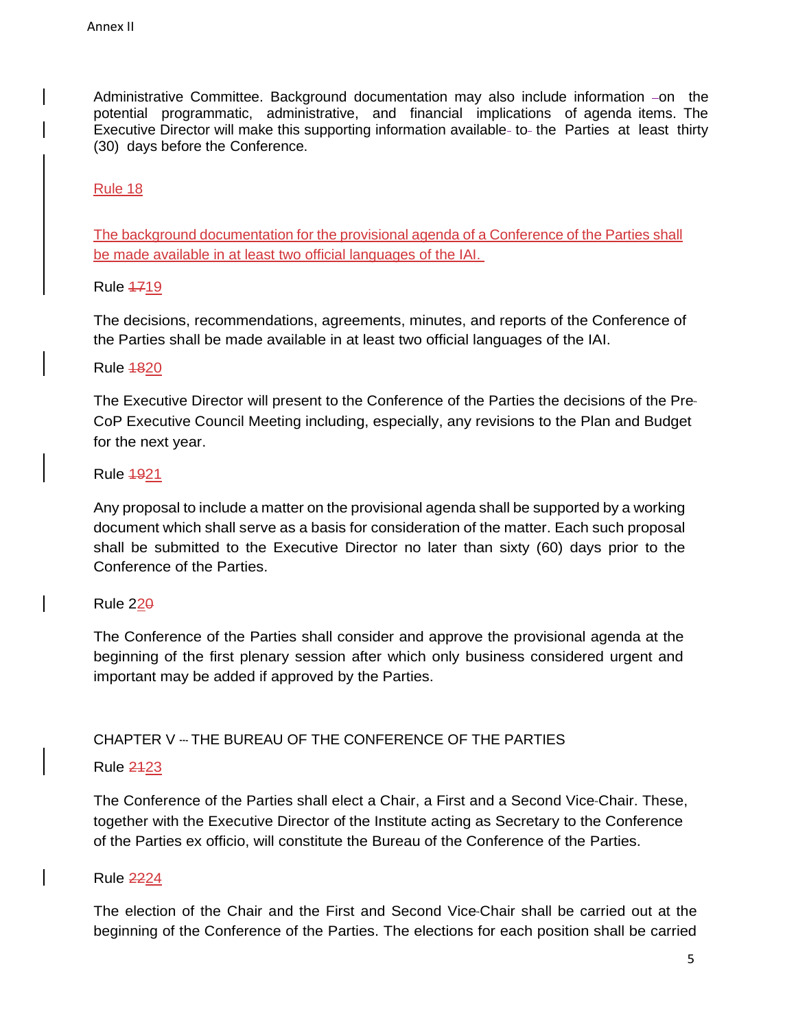Administrative Committee. Background documentation may also include information on the potential programmatic, administrative, and financial implications of agenda items. The Executive Director will make this supporting information available to the Parties at least thirty (30) days before the Conference.

Rule 18

The background documentation for the provisional agenda of a Conference of the Parties shall be made available in at least two official languages of the IAI.

Rule ~~17~~19

The decisions, recommendations, agreements, minutes, and reports of the Conference of the Parties shall be made available in at least two official languages of the IAI.

Rule ~~18~~20

The Executive Director will present to the Conference of the Parties the decisions of the Pre-CoP Executive Council Meeting including, especially, any revisions to the Plan and Budget for the next year.

Rule ~~19~~21

Any proposal to include a matter on the provisional agenda shall be supported by a working document which shall serve as a basis for consideration of the matter. Each such proposal shall be submitted to the Executive Director no later than sixty (60) days prior to the Conference of the Parties.

Rule 2~~0~~2

The Conference of the Parties shall consider and approve the provisional agenda at the beginning of the first plenary session after which only business considered urgent and important may be added if approved by the Parties.

## CHAPTER V – THE BUREAU OF THE CONFERENCE OF THE PARTIES

Rule ~~21~~23

The Conference of the Parties shall elect a Chair, a First and a Second Vice-Chair. These, together with the Executive Director of the Institute acting as Secretary to the Conference of the Parties ex officio, will constitute the Bureau of the Conference of the Parties.

Rule ~~22~~24

The election of the Chair and the First and Second Vice-Chair shall be carried out at the beginning of the Conference of the Parties. The elections for each position shall be carried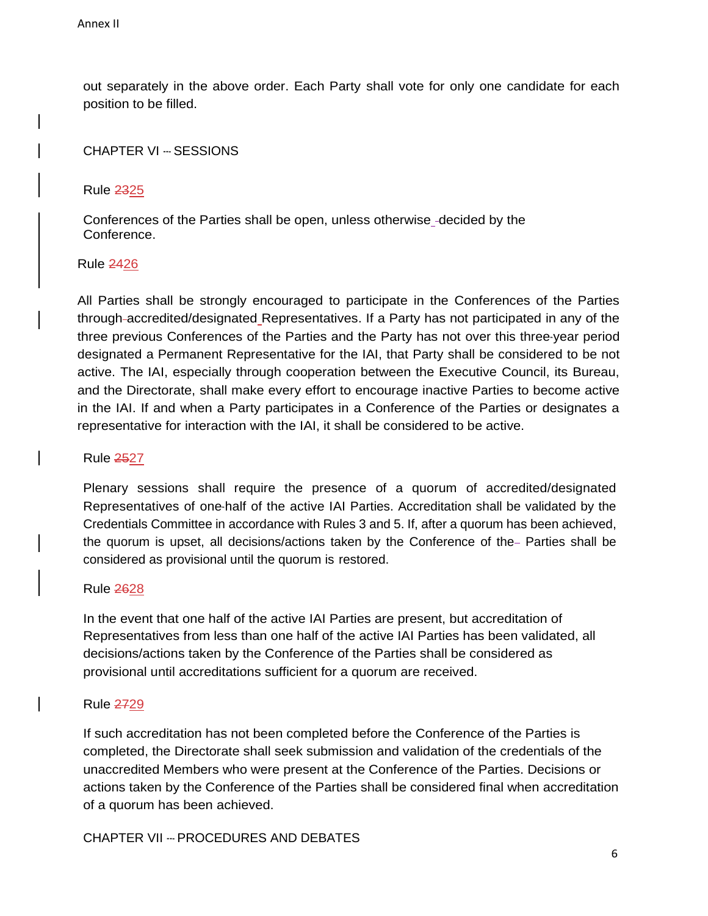out separately in the above order. Each Party shall vote for only one candidate for each position to be filled.

## CHAPTER VI – SESSIONS

### Rule ~~23~~25

Conferences of the Parties shall be open, unless otherwise decided by the Conference.

### Rule ~~24~~26

All Parties shall be strongly encouraged to participate in the Conferences of the Parties through accredited/designated Representatives. If a Party has not participated in any of the three previous Conferences of the Parties and the Party has not over this three-year period designated a Permanent Representative for the IAI, that Party shall be considered to be not active. The IAI, especially through cooperation between the Executive Council, its Bureau, and the Directorate, shall make every effort to encourage inactive Parties to become active in the IAI. If and when a Party participates in a Conference of the Parties or designates a representative for interaction with the IAI, it shall be considered to be active.

### Rule ~~25~~27

Plenary sessions shall require the presence of a quorum of accredited/designated Representatives of one-half of the active IAI Parties. Accreditation shall be validated by the Credentials Committee in accordance with Rules 3 and 5. If, after a quorum has been achieved, the quorum is upset, all decisions/actions taken by the Conference of the Parties shall be considered as provisional until the quorum is restored.

### Rule ~~26~~28

In the event that one half of the active IAI Parties are present, but accreditation of Representatives from less than one half of the active IAI Parties has been validated, all decisions/actions taken by the Conference of the Parties shall be considered as provisional until accreditations sufficient for a quorum are received.

### Rule ~~27~~29

If such accreditation has not been completed before the Conference of the Parties is completed, the Directorate shall seek submission and validation of the credentials of the unaccredited Members who were present at the Conference of the Parties. Decisions or actions taken by the Conference of the Parties shall be considered final when accreditation of a quorum has been achieved.

## CHAPTER VII – PROCEDURES AND DEBATES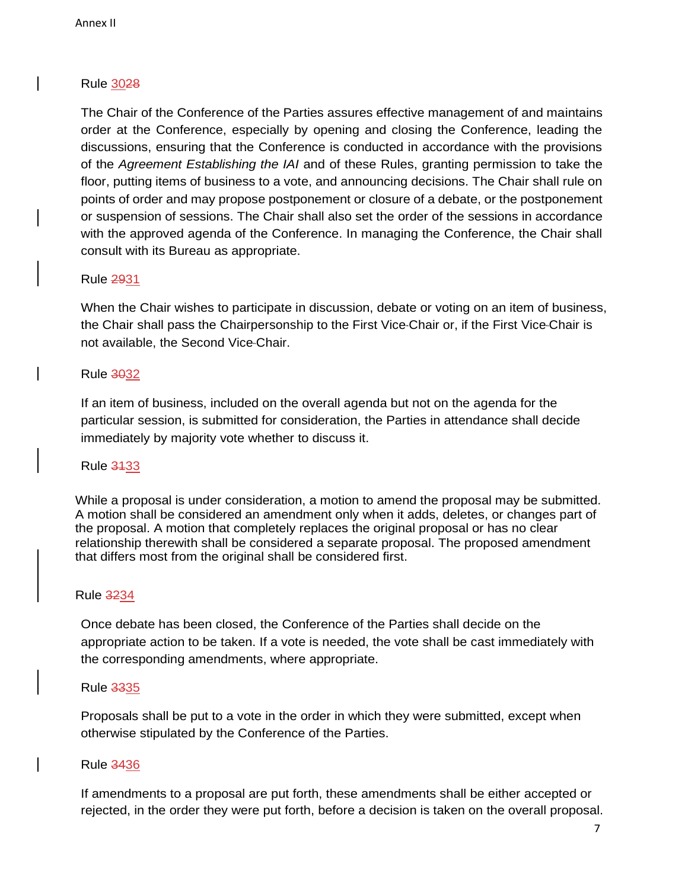Rule ~~28~~30

The Chair of the Conference of the Parties assures effective management of and maintains order at the Conference, especially by opening and closing the Conference, leading the discussions, ensuring that the Conference is conducted in accordance with the provisions of the *Agreement Establishing the IAI* and of these Rules, granting permission to take the floor, putting items of business to a vote, and announcing decisions. The Chair shall rule on points of order and may propose postponement or closure of a debate, or the postponement or suspension of sessions. The Chair shall also set the order of the sessions in accordance with the approved agenda of the Conference. In managing the Conference, the Chair shall consult with its Bureau as appropriate.

Rule ~~29~~31

When the Chair wishes to participate in discussion, debate or voting on an item of business, the Chair shall pass the Chairpersonship to the First Vice-Chair or, if the First Vice-Chair is not available, the Second Vice-Chair.

Rule ~~30~~32

If an item of business, included on the overall agenda but not on the agenda for the particular session, is submitted for consideration, the Parties in attendance shall decide immediately by majority vote whether to discuss it.

Rule ~~31~~33

While a proposal is under consideration, a motion to amend the proposal may be submitted. A motion shall be considered an amendment only when it adds, deletes, or changes part of the proposal. A motion that completely replaces the original proposal or has no clear relationship therewith shall be considered a separate proposal. The proposed amendment that differs most from the original shall be considered first.

Rule ~~32~~34

Once debate has been closed, the Conference of the Parties shall decide on the appropriate action to be taken. If a vote is needed, the vote shall be cast immediately with the corresponding amendments, where appropriate.

Rule ~~33~~35

Proposals shall be put to a vote in the order in which they were submitted, except when otherwise stipulated by the Conference of the Parties.

Rule ~~34~~36

If amendments to a proposal are put forth, these amendments shall be either accepted or rejected, in the order they were put forth, before a decision is taken on the overall proposal.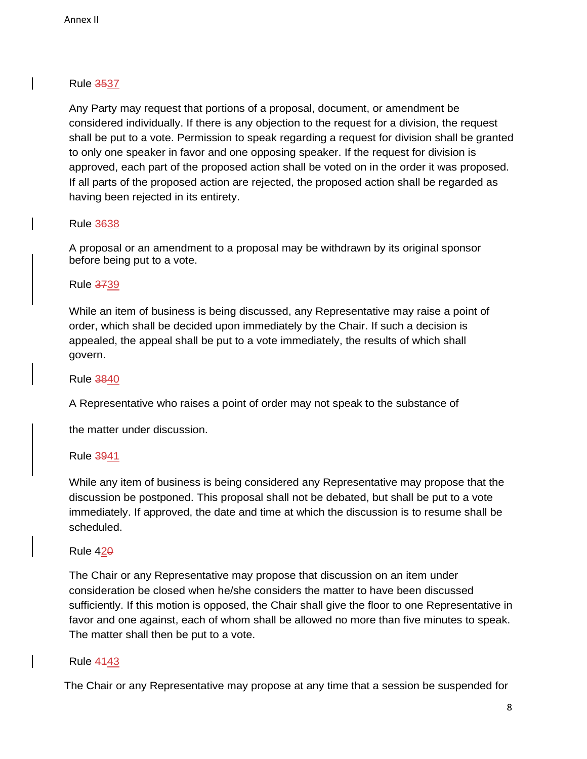Rule ~~35~~37

Any Party may request that portions of a proposal, document, or amendment be considered individually. If there is any objection to the request for a division, the request shall be put to a vote. Permission to speak regarding a request for division shall be granted to only one speaker in favor and one opposing speaker. If the request for division is approved, each part of the proposed action shall be voted on in the order it was proposed. If all parts of the proposed action are rejected, the proposed action shall be regarded as having been rejected in its entirety.

Rule ~~36~~38

A proposal or an amendment to a proposal may be withdrawn by its original sponsor before being put to a vote.

Rule ~~37~~39

While an item of business is being discussed, any Representative may raise a point of order, which shall be decided upon immediately by the Chair. If such a decision is appealed, the appeal shall be put to a vote immediately, the results of which shall govern.

Rule ~~38~~40

A Representative who raises a point of order may not speak to the substance of

the matter under discussion.

Rule ~~39~~41

While any item of business is being considered any Representative may propose that the discussion be postponed. This proposal shall not be debated, but shall be put to a vote immediately. If approved, the date and time at which the discussion is to resume shall be scheduled.

Rule 42~~0~~

The Chair or any Representative may propose that discussion on an item under consideration be closed when he/she considers the matter to have been discussed sufficiently. If this motion is opposed, the Chair shall give the floor to one Representative in favor and one against, each of whom shall be allowed no more than five minutes to speak. The matter shall then be put to a vote.

Rule ~~41~~43

The Chair or any Representative may propose at any time that a session be suspended for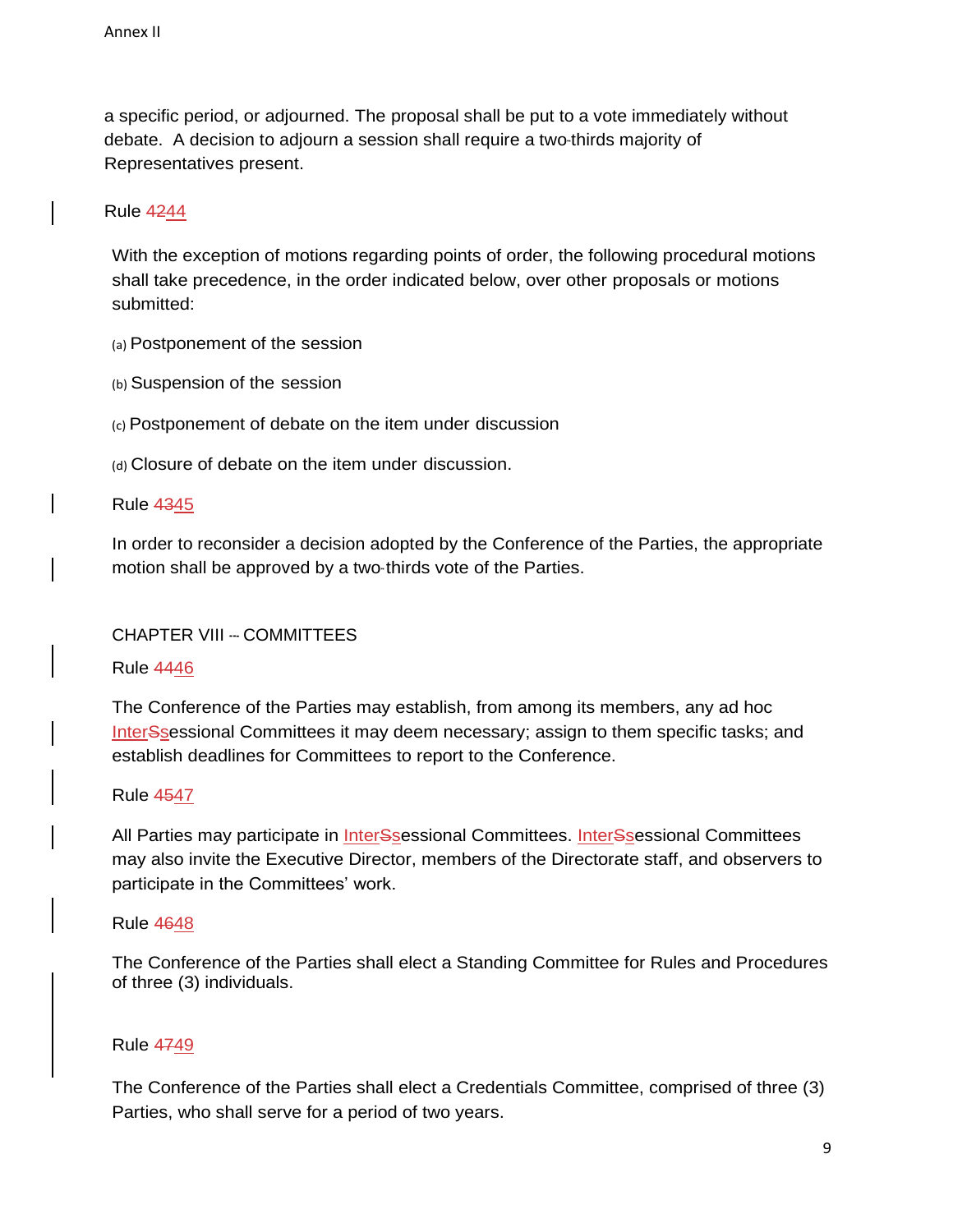a specific period, or adjourned. The proposal shall be put to a vote immediately without debate. A decision to adjourn a session shall require a two-thirds majority of Representatives present.

Rule ~~42~~44

With the exception of motions regarding points of order, the following procedural motions shall take precedence, in the order indicated below, over other proposals or motions submitted:

(a) Postponement of the session

(b) Suspension of the session

(c) Postponement of debate on the item under discussion

(d) Closure of debate on the item under discussion.

Rule ~~43~~45

In order to reconsider a decision adopted by the Conference of the Parties, the appropriate motion shall be approved by a two-thirds vote of the Parties.

## CHAPTER VIII -- COMMITTEES

Rule ~~44~~46

The Conference of the Parties may establish, from among its members, any ad hoc Inter~~S~~sessional Committees it may deem necessary; assign to them specific tasks; and establish deadlines for Committees to report to the Conference.

Rule ~~45~~47

All Parties may participate in Inter~~S~~sessional Committees. Inter~~S~~sessional Committees may also invite the Executive Director, members of the Directorate staff, and observers to participate in the Committees' work.

Rule ~~46~~48

The Conference of the Parties shall elect a Standing Committee for Rules and Procedures of three (3) individuals.

Rule ~~47~~49

The Conference of the Parties shall elect a Credentials Committee, comprised of three (3) Parties, who shall serve for a period of two years.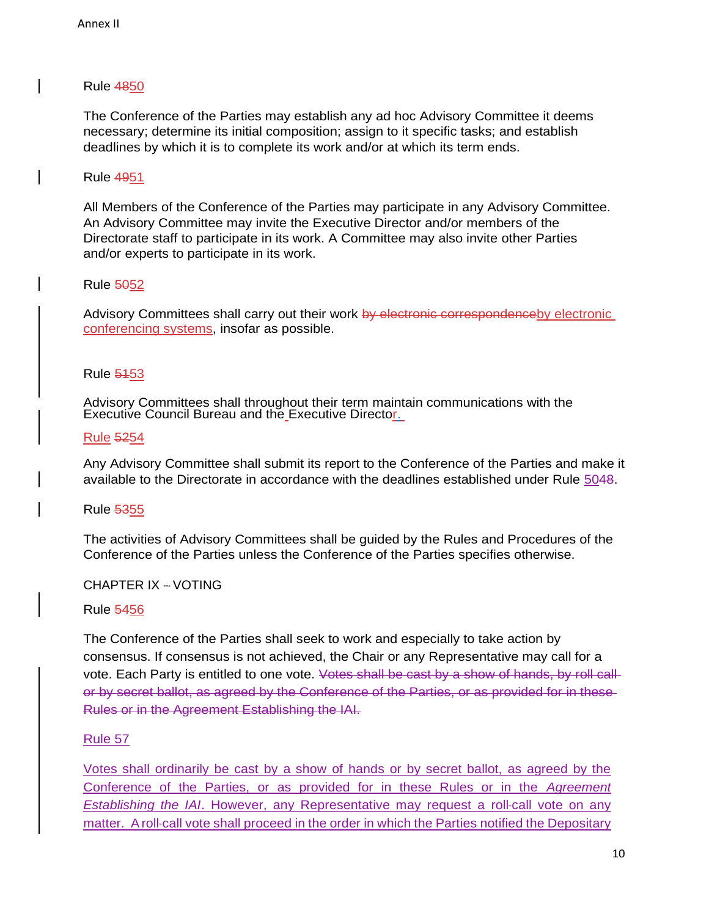Rule ~~48~~50

The Conference of the Parties may establish any ad hoc Advisory Committee it deems necessary; determine its initial composition; assign to it specific tasks; and establish deadlines by which it is to complete its work and/or at which its term ends.

Rule ~~49~~51

All Members of the Conference of the Parties may participate in any Advisory Committee. An Advisory Committee may invite the Executive Director and/or members of the Directorate staff to participate in its work. A Committee may also invite other Parties and/or experts to participate in its work.

Rule ~~50~~52

Advisory Committees shall carry out their work ~~by electronic correspondence~~by electronic conferencing systems, insofar as possible.

Rule ~~51~~53

Advisory Committees shall throughout their term maintain communications with the Executive Council Bureau and the Executive Director.

Rule ~~52~~54

Any Advisory Committee shall submit its report to the Conference of the Parties and make it available to the Directorate in accordance with the deadlines established under Rule 50~~48~~.

Rule ~~53~~55

The activities of Advisory Committees shall be guided by the Rules and Procedures of the Conference of the Parties unless the Conference of the Parties specifies otherwise.

CHAPTER IX -- VOTING

Rule ~~54~~56

The Conference of the Parties shall seek to work and especially to take action by consensus. If consensus is not achieved, the Chair or any Representative may call for a vote. Each Party is entitled to one vote. ~~Votes shall be cast by a show of hands, by roll call or by secret ballot, as agreed by the Conference of the Parties, or as provided for in these Rules or in the Agreement Establishing the IAI.~~

Rule 57

Votes shall ordinarily be cast by a show of hands or by secret ballot, as agreed by the Conference of the Parties, or as provided for in these Rules or in the *Agreement Establishing the IAI*. However, any Representative may request a roll-call vote on any matter. A roll-call vote shall proceed in the order in which the Parties notified the Depositary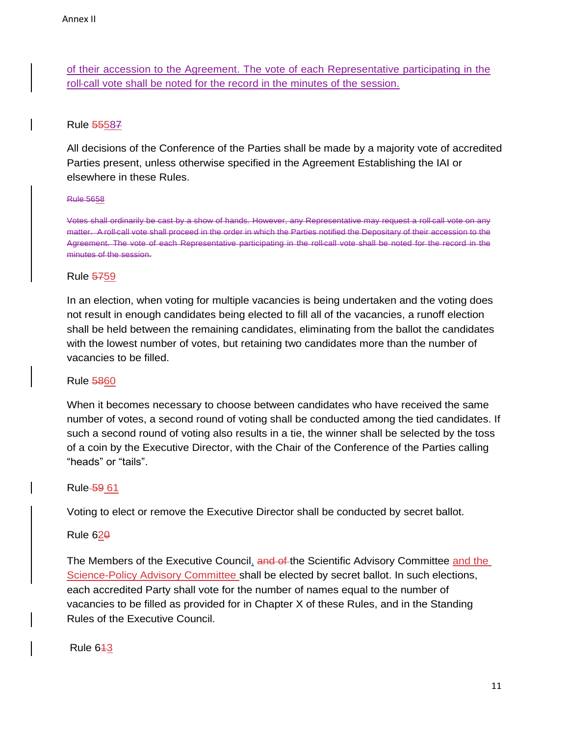of their accession to the Agreement. The vote of each Representative participating in the roll-call vote shall be noted for the record in the minutes of the session.

Rule ~~55~~587

All decisions of the Conference of the Parties shall be made by a majority vote of accredited Parties present, unless otherwise specified in the Agreement Establishing the IAI or elsewhere in these Rules.

~~Rule 56~~58

~~Votes shall ordinarily be cast by a show of hands. However, any Representative may request a roll-call vote on any matter. A roll-call vote shall proceed in the order in which the Parties notified the Depositary of their accession to the Agreement. The vote of each Representative participating in the roll-call vote shall be noted for the record in the minutes of the session.~~

Rule ~~57~~59

In an election, when voting for multiple vacancies is being undertaken and the voting does not result in enough candidates being elected to fill all of the vacancies, a runoff election shall be held between the remaining candidates, eliminating from the ballot the candidates with the lowest number of votes, but retaining two candidates more than the number of vacancies to be filled.

Rule ~~58~~60

When it becomes necessary to choose between candidates who have received the same number of votes, a second round of voting shall be conducted among the tied candidates. If such a second round of voting also results in a tie, the winner shall be selected by the toss of a coin by the Executive Director, with the Chair of the Conference of the Parties calling "heads" or "tails".

Rule ~~59~~ 61

Voting to elect or remove the Executive Director shall be conducted by secret ballot.

Rule 62~~0~~

The Members of the Executive Council, ~~and of~~ the Scientific Advisory Committee and the Science-Policy Advisory Committee shall be elected by secret ballot. In such elections, each accredited Party shall vote for the number of names equal to the number of vacancies to be filled as provided for in Chapter X of these Rules, and in the Standing Rules of the Executive Council.

Rule 6~~1~~3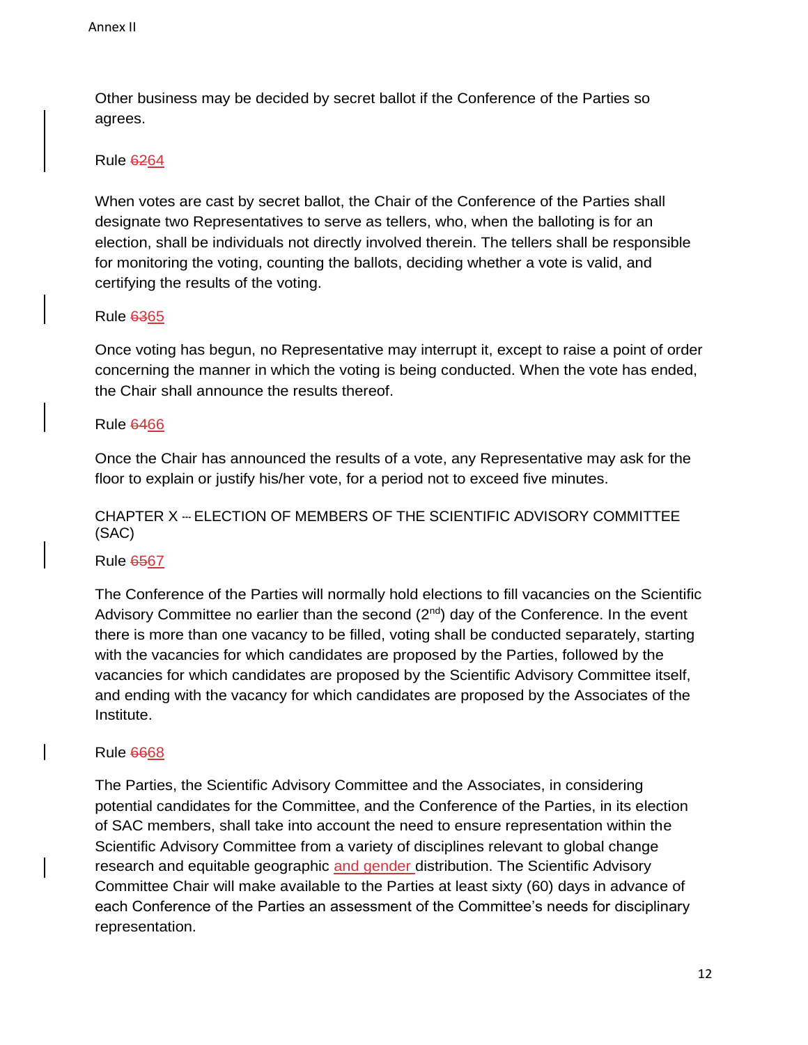Other business may be decided by secret ballot if the Conference of the Parties so agrees.

Rule ~~62~~64

When votes are cast by secret ballot, the Chair of the Conference of the Parties shall designate two Representatives to serve as tellers, who, when the balloting is for an election, shall be individuals not directly involved therein. The tellers shall be responsible for monitoring the voting, counting the ballots, deciding whether a vote is valid, and certifying the results of the voting.

Rule ~~63~~65

Once voting has begun, no Representative may interrupt it, except to raise a point of order concerning the manner in which the voting is being conducted. When the vote has ended, the Chair shall announce the results thereof.

Rule ~~64~~66

Once the Chair has announced the results of a vote, any Representative may ask for the floor to explain or justify his/her vote, for a period not to exceed five minutes.

CHAPTER X – ELECTION OF MEMBERS OF THE SCIENTIFIC ADVISORY COMMITTEE (SAC)

Rule ~~65~~67

The Conference of the Parties will normally hold elections to fill vacancies on the Scientific Advisory Committee no earlier than the second (2nd) day of the Conference. In the event there is more than one vacancy to be filled, voting shall be conducted separately, starting with the vacancies for which candidates are proposed by the Parties, followed by the vacancies for which candidates are proposed by the Scientific Advisory Committee itself, and ending with the vacancy for which candidates are proposed by the Associates of the Institute.

Rule ~~66~~68

The Parties, the Scientific Advisory Committee and the Associates, in considering potential candidates for the Committee, and the Conference of the Parties, in its election of SAC members, shall take into account the need to ensure representation within the Scientific Advisory Committee from a variety of disciplines relevant to global change research and equitable geographic and gender distribution. The Scientific Advisory Committee Chair will make available to the Parties at least sixty (60) days in advance of each Conference of the Parties an assessment of the Committee's needs for disciplinary representation.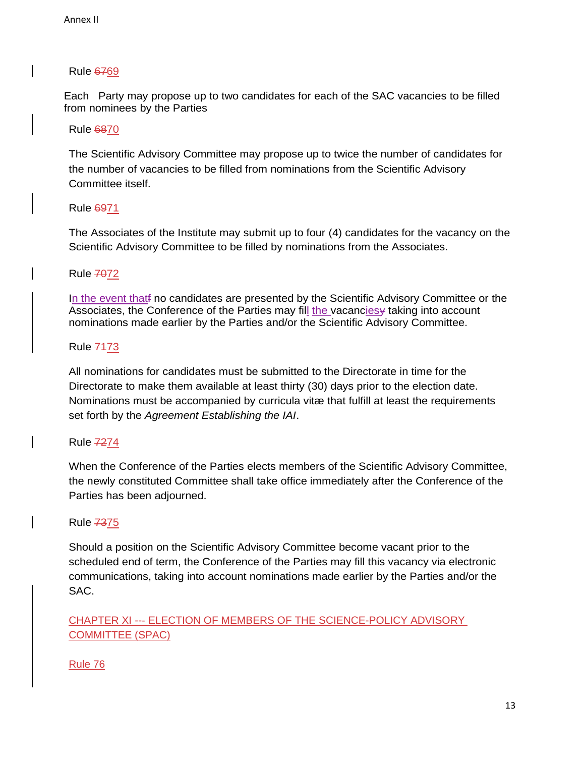Rule ~~67~~69

Each Party may propose up to two candidates for each of the SAC vacancies to be filled from nominees by the Parties

Rule ~~68~~70

The Scientific Advisory Committee may propose up to twice the number of candidates for the number of vacancies to be filled from nominations from the Scientific Advisory Committee itself.

Rule ~~69~~71

The Associates of the Institute may submit up to four (4) candidates for the vacancy on the Scientific Advisory Committee to be filled by nominations from the Associates.

Rule ~~70~~72

In the event that~~f~~ no candidates are presented by the Scientific Advisory Committee or the Associates, the Conference of the Parties may fill the vacanc~~y~~ies taking into account nominations made earlier by the Parties and/or the Scientific Advisory Committee.

Rule ~~71~~73

All nominations for candidates must be submitted to the Directorate in time for the Directorate to make them available at least thirty (30) days prior to the election date. Nominations must be accompanied by curricula vitæ that fulfill at least the requirements set forth by the *Agreement Establishing the IAI*.

Rule ~~72~~74

When the Conference of the Parties elects members of the Scientific Advisory Committee, the newly constituted Committee shall take office immediately after the Conference of the Parties has been adjourned.

Rule ~~73~~75

Should a position on the Scientific Advisory Committee become vacant prior to the scheduled end of term, the Conference of the Parties may fill this vacancy via electronic communications, taking into account nominations made earlier by the Parties and/or the SAC.

## CHAPTER XI --- ELECTION OF MEMBERS OF THE SCIENCE-POLICY ADVISORY COMMITTEE (SPAC)

Rule 76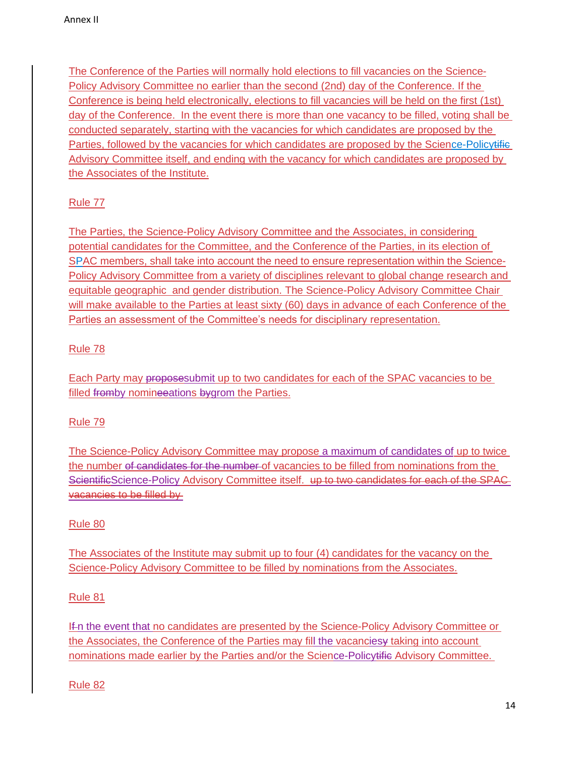The Conference of the Parties will normally hold elections to fill vacancies on the Science-Policy Advisory Committee no earlier than the second (2nd) day of the Conference. If the Conference is being held electronically, elections to fill vacancies will be held on the first (1st) day of the Conference.  In the event there is more than one vacancy to be filled, voting shall be conducted separately, starting with the vacancies for which candidates are proposed by the Parties, followed by the vacancies for which candidates are proposed by the Science-Policy~~tific~~ Advisory Committee itself, and ending with the vacancy for which candidates are proposed by the Associates of the Institute.

Rule 77

The Parties, the Science-Policy Advisory Committee and the Associates, in considering potential candidates for the Committee, and the Conference of the Parties, in its election of SPAC members, shall take into account the need to ensure representation within the Science-Policy Advisory Committee from a variety of disciplines relevant to global change research and equitable geographic  and gender distribution. The Science-Policy Advisory Committee Chair will make available to the Parties at least sixty (60) days in advance of each Conference of the Parties an assessment of the Committee's needs for disciplinary representation.

Rule 78

Each Party may ~~propose~~submit up to two candidates for each of the SPAC vacancies to be filled ~~from~~by nomin~~ee~~ations ~~by~~grom the Parties.

Rule 79

The Science-Policy Advisory Committee may propose a maximum of candidates of up to twice the number ~~of candidates for the number~~ of vacancies to be filled from nominations from the ~~Scientific~~Science-Policy Advisory Committee itself.  ~~up to two candidates for each of the SPAC vacancies to be filled by~~

Rule 80

The Associates of the Institute may submit up to four (4) candidates for the vacancy on the Science-Policy Advisory Committee to be filled by nominations from the Associates.

Rule 81

I~~f~~n the event that no candidates are presented by the Science-Policy Advisory Committee or the Associates, the Conference of the Parties may fill the vacancies~~y~~ taking into account nominations made earlier by the Parties and/or the Science-Policy~~tific~~ Advisory Committee.

Rule 82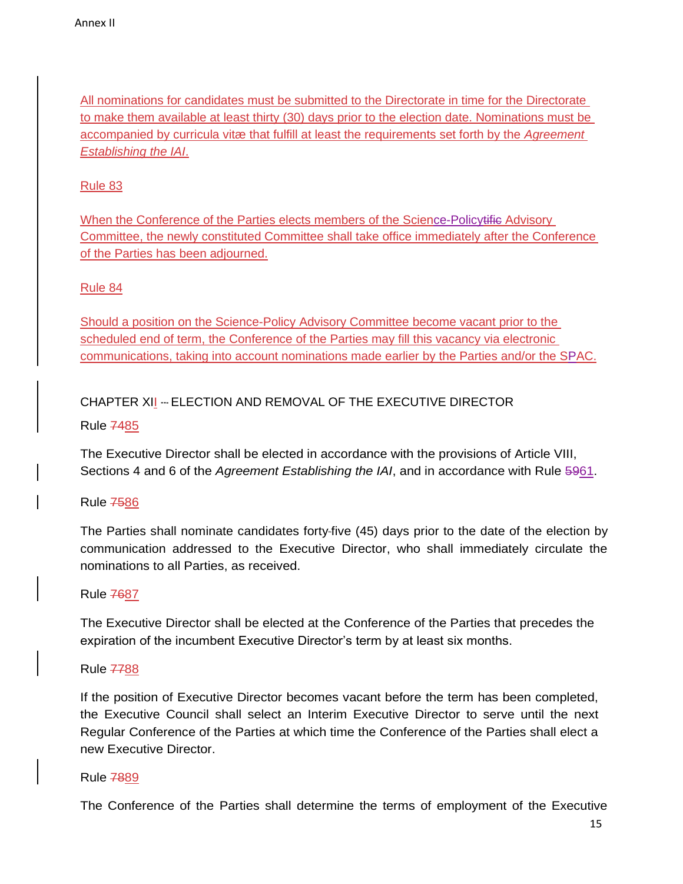All nominations for candidates must be submitted to the Directorate in time for the Directorate to make them available at least thirty (30) days prior to the election date. Nominations must be accompanied by curricula vitæ that fulfill at least the requirements set forth by the *Agreement Establishing the IAI*.

Rule 83

When the Conference of the Parties elects members of the Science-Policytific Advisory Committee, the newly constituted Committee shall take office immediately after the Conference of the Parties has been adjourned.

Rule 84

Should a position on the Science-Policy Advisory Committee become vacant prior to the scheduled end of term, the Conference of the Parties may fill this vacancy via electronic communications, taking into account nominations made earlier by the Parties and/or the SPAC.

CHAPTER XII -- ELECTION AND REMOVAL OF THE EXECUTIVE DIRECTOR

Rule 7485

The Executive Director shall be elected in accordance with the provisions of Article VIII, Sections 4 and 6 of the *Agreement Establishing the IAI*, and in accordance with Rule 5961.

Rule 7586

The Parties shall nominate candidates forty-five (45) days prior to the date of the election by communication addressed to the Executive Director, who shall immediately circulate the nominations to all Parties, as received.

Rule 7687

The Executive Director shall be elected at the Conference of the Parties that precedes the expiration of the incumbent Executive Director's term by at least six months.

Rule 7788

If the position of Executive Director becomes vacant before the term has been completed, the Executive Council shall select an Interim Executive Director to serve until the next Regular Conference of the Parties at which time the Conference of the Parties shall elect a new Executive Director.

Rule 7889

The Conference of the Parties shall determine the terms of employment of the Executive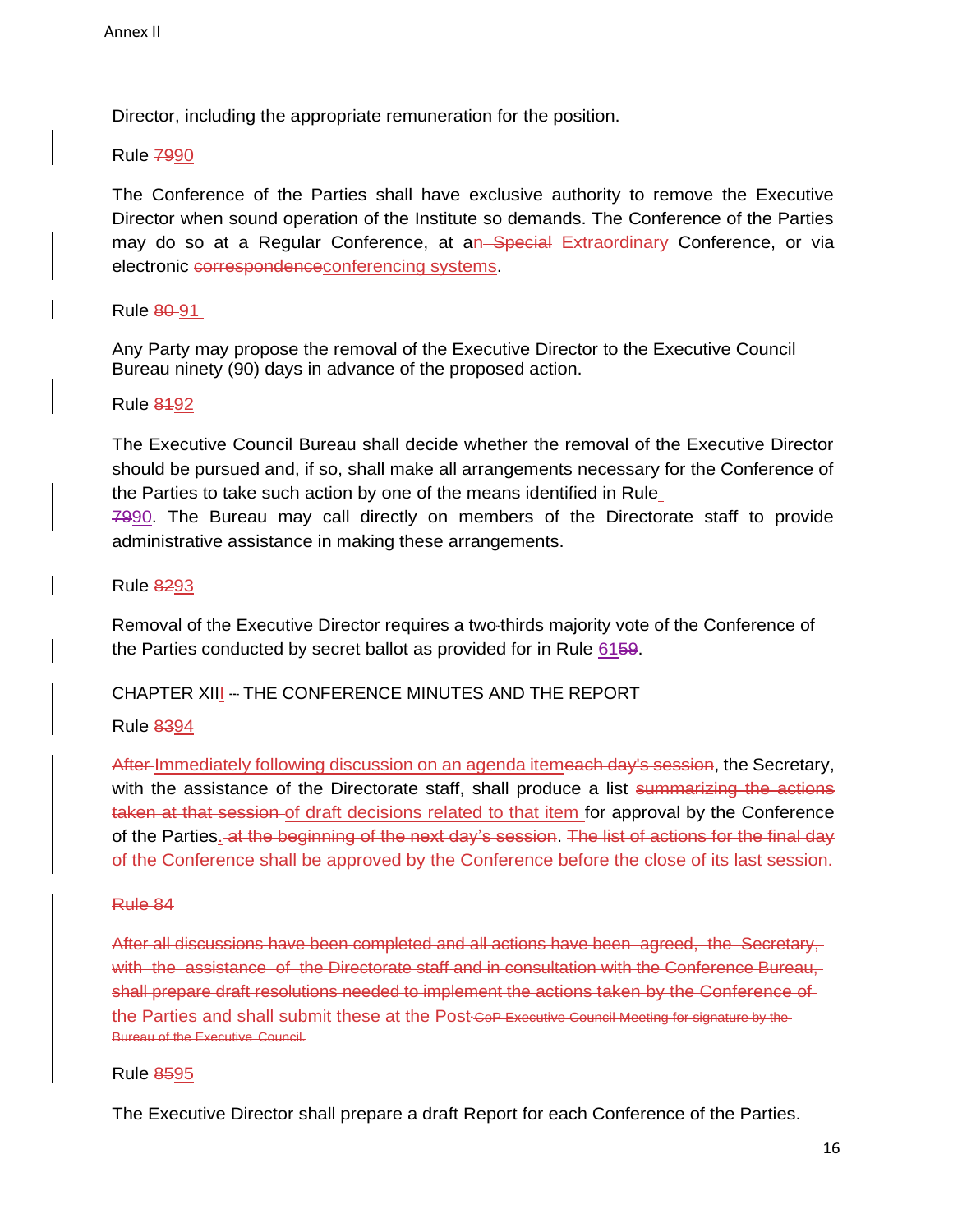Director, including the appropriate remuneration for the position.

Rule ~~79~~90

The Conference of the Parties shall have exclusive authority to remove the Executive Director when sound operation of the Institute so demands. The Conference of the Parties may do so at a Regular Conference, at an ~~Special~~ Extraordinary Conference, or via electronic ~~correspondence~~conferencing systems.

Rule ~~80~~ 91

Any Party may propose the removal of the Executive Director to the Executive Council Bureau ninety (90) days in advance of the proposed action.

Rule ~~81~~92

The Executive Council Bureau shall decide whether the removal of the Executive Director should be pursued and, if so, shall make all arrangements necessary for the Conference of the Parties to take such action by one of the means identified in Rule ~~79~~90. The Bureau may call directly on members of the Directorate staff to provide administrative assistance in making these arrangements.

Rule ~~82~~93

Removal of the Executive Director requires a two-thirds majority vote of the Conference of the Parties conducted by secret ballot as provided for in Rule 61~~59~~.

CHAPTER XIII -- THE CONFERENCE MINUTES AND THE REPORT

Rule ~~83~~94

~~After~~ Immediately following discussion on an agenda item~~each day's session~~, the Secretary, with the assistance of the Directorate staff, shall produce a list ~~summarizing the actions taken at that session~~ of draft decisions related to that item for approval by the Conference of the Parties. ~~at the beginning of the next day's session~~. ~~The list of actions for the final day of the Conference shall be approved by the Conference before the close of its last session.~~

~~Rule 84~~

~~After all discussions have been completed and all actions have been agreed, the Secretary, with the assistance of the Directorate staff and in consultation with the Conference Bureau, shall prepare draft resolutions needed to implement the actions taken by the Conference of the Parties and shall submit these at the Post-CoP Executive Council Meeting for signature by the Bureau of the Executive Council.~~

Rule ~~85~~95

The Executive Director shall prepare a draft Report for each Conference of the Parties.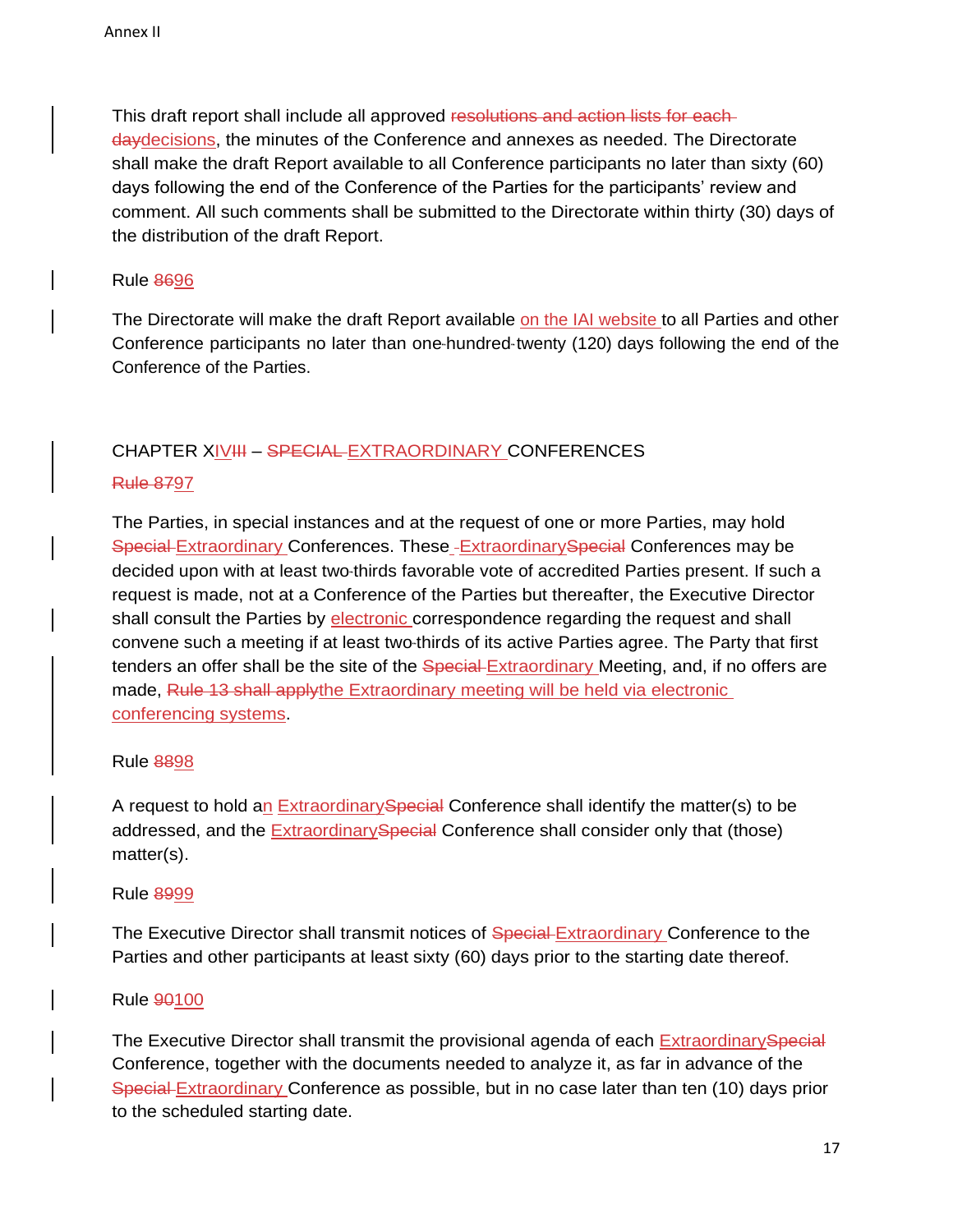This draft report shall include all approved ~~resolutions and action lists for each day~~decisions, the minutes of the Conference and annexes as needed. The Directorate shall make the draft Report available to all Conference participants no later than sixty (60) days following the end of the Conference of the Parties for the participants' review and comment. All such comments shall be submitted to the Directorate within thirty (30) days of the distribution of the draft Report.

Rule ~~86~~96

The Directorate will make the draft Report available on the IAI website to all Parties and other Conference participants no later than one-hundred-twenty (120) days following the end of the Conference of the Parties.

## CHAPTER XIV~~III~~ – ~~SPECIAL~~ EXTRAORDINARY CONFERENCES

~~Rule 87~~97

The Parties, in special instances and at the request of one or more Parties, may hold ~~Special~~ Extraordinary Conferences. These Extraordinary~~Special~~ Conferences may be decided upon with at least two-thirds favorable vote of accredited Parties present. If such a request is made, not at a Conference of the Parties but thereafter, the Executive Director shall consult the Parties by electronic correspondence regarding the request and shall convene such a meeting if at least two-thirds of its active Parties agree. The Party that first tenders an offer shall be the site of the ~~Special~~ Extraordinary Meeting, and, if no offers are made, ~~Rule 13 shall apply~~the Extraordinary meeting will be held via electronic conferencing systems.

Rule ~~88~~98

A request to hold an Extraordinary~~Special~~ Conference shall identify the matter(s) to be addressed, and the Extraordinary~~Special~~ Conference shall consider only that (those) matter(s).

Rule ~~89~~99

The Executive Director shall transmit notices of ~~Special~~ Extraordinary Conference to the Parties and other participants at least sixty (60) days prior to the starting date thereof.

Rule ~~90~~100

The Executive Director shall transmit the provisional agenda of each Extraordinary~~Special~~ Conference, together with the documents needed to analyze it, as far in advance of the ~~Special~~ Extraordinary Conference as possible, but in no case later than ten (10) days prior to the scheduled starting date.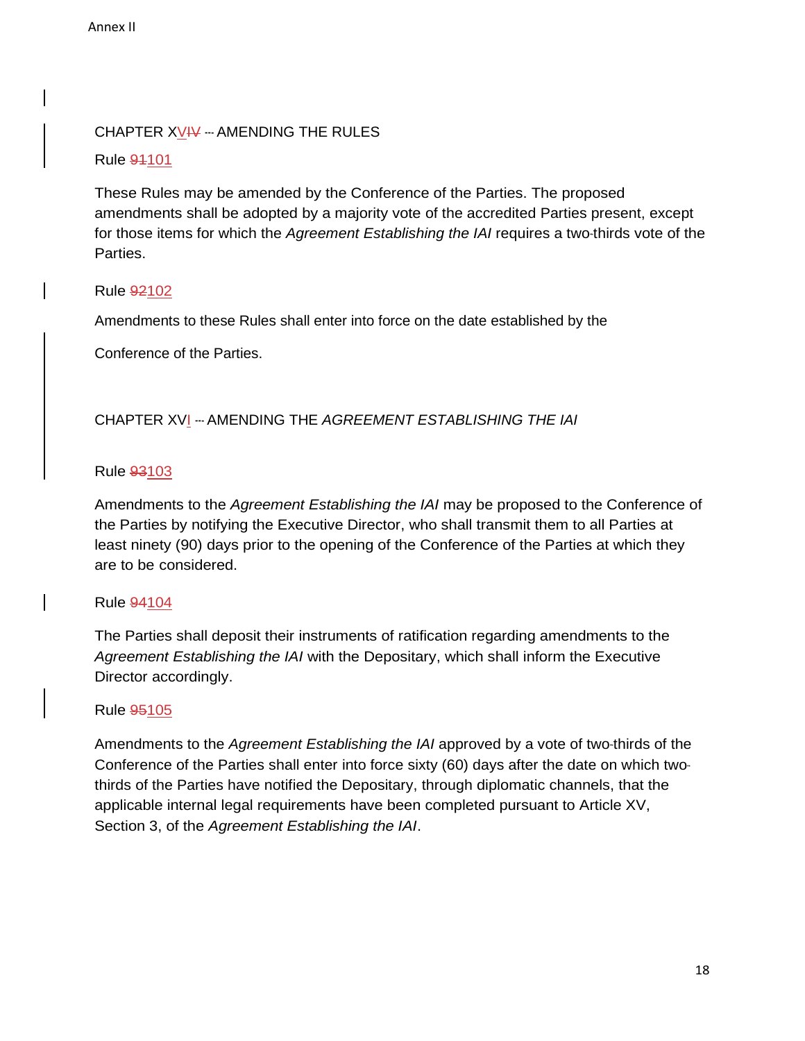CHAPTER XVIV --- AMENDING THE RULES

Rule 91101

These Rules may be amended by the Conference of the Parties. The proposed amendments shall be adopted by a majority vote of the accredited Parties present, except for those items for which the *Agreement Establishing the IAI* requires a two-thirds vote of the Parties.

Rule 92102

Amendments to these Rules shall enter into force on the date established by the

Conference of the Parties.

CHAPTER XVI --- AMENDING THE *AGREEMENT ESTABLISHING THE IAI*

Rule 93103

Amendments to the *Agreement Establishing the IAI* may be proposed to the Conference of the Parties by notifying the Executive Director, who shall transmit them to all Parties at least ninety (90) days prior to the opening of the Conference of the Parties at which they are to be considered.

Rule 94104

The Parties shall deposit their instruments of ratification regarding amendments to the *Agreement Establishing the IAI* with the Depositary, which shall inform the Executive Director accordingly.

Rule 95105

Amendments to the *Agreement Establishing the IAI* approved by a vote of two-thirds of the Conference of the Parties shall enter into force sixty (60) days after the date on which two-thirds of the Parties have notified the Depositary, through diplomatic channels, that the applicable internal legal requirements have been completed pursuant to Article XV, Section 3, of the *Agreement Establishing the IAI*.